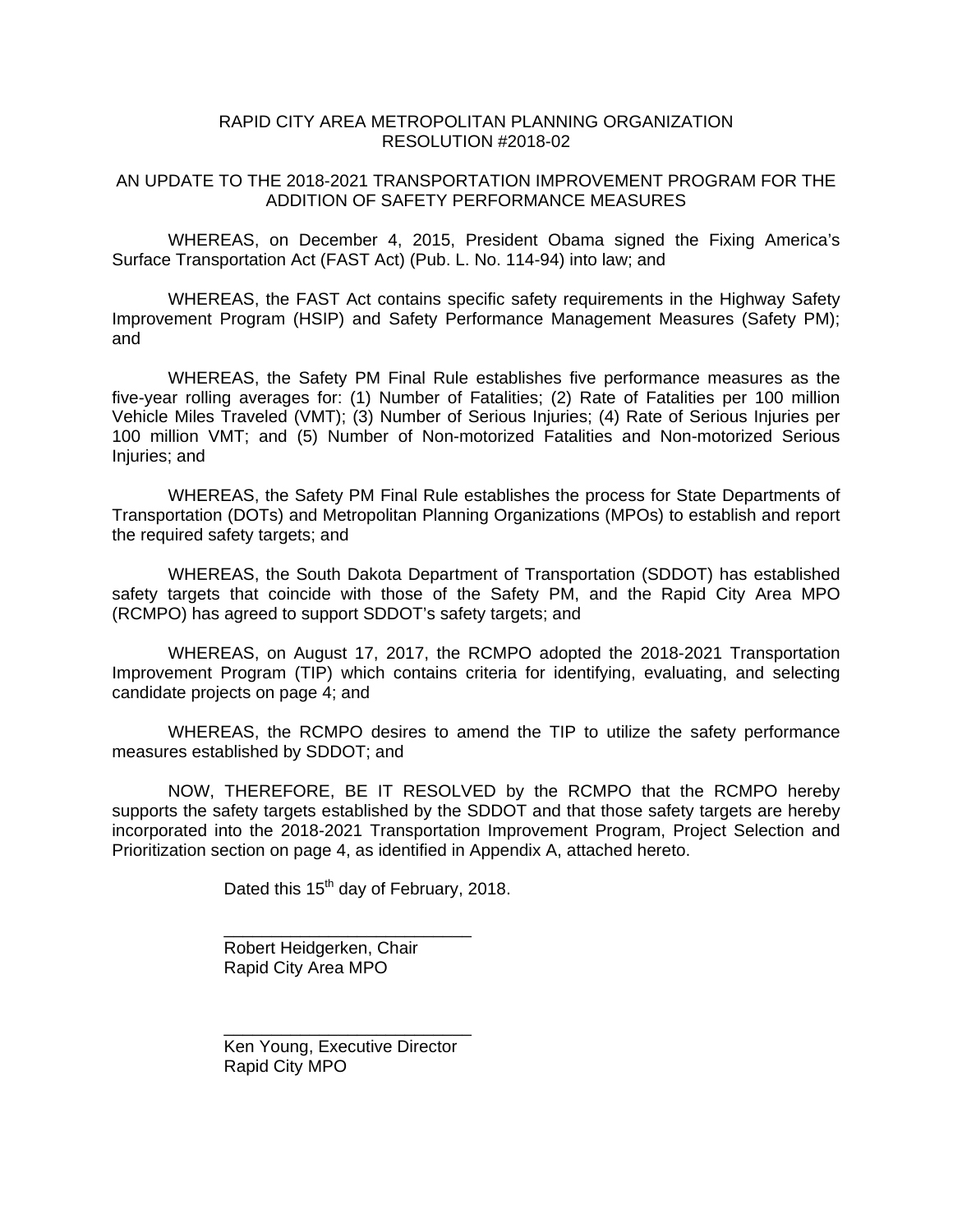# RAPID CITY AREA METROPOLITAN PLANNING ORGANIZATION
# RESOLUTION #2018-02

## AN UPDATE TO THE 2018-2021 TRANSPORTATION IMPROVEMENT PROGRAM FOR THE ADDITION OF SAFETY PERFORMANCE MEASURES

WHEREAS, on December 4, 2015, President Obama signed the Fixing America's Surface Transportation Act (FAST Act) (Pub. L. No. 114-94) into law; and

WHEREAS, the FAST Act contains specific safety requirements in the Highway Safety Improvement Program (HSIP) and Safety Performance Management Measures (Safety PM); and

WHEREAS, the Safety PM Final Rule establishes five performance measures as the five-year rolling averages for: (1) Number of Fatalities; (2) Rate of Fatalities per 100 million Vehicle Miles Traveled (VMT); (3) Number of Serious Injuries; (4) Rate of Serious Injuries per 100 million VMT; and (5) Number of Non-motorized Fatalities and Non-motorized Serious Injuries; and

WHEREAS, the Safety PM Final Rule establishes the process for State Departments of Transportation (DOTs) and Metropolitan Planning Organizations (MPOs) to establish and report the required safety targets; and

WHEREAS, the South Dakota Department of Transportation (SDDOT) has established safety targets that coincide with those of the Safety PM, and the Rapid City Area MPO (RCMPO) has agreed to support SDDOT's safety targets; and

WHEREAS, on August 17, 2017, the RCMPO adopted the 2018-2021 Transportation Improvement Program (TIP) which contains criteria for identifying, evaluating, and selecting candidate projects on page 4; and

WHEREAS, the RCMPO desires to amend the TIP to utilize the safety performance measures established by SDDOT; and

NOW, THEREFORE, BE IT RESOLVED by the RCMPO that the RCMPO hereby supports the safety targets established by the SDDOT and that those safety targets are hereby incorporated into the 2018-2021 Transportation Improvement Program, Project Selection and Prioritization section on page 4, as identified in Appendix A, attached hereto.

Dated this 15th day of February, 2018.

\_\_\_\_\_\_\_\_\_\_\_\_\_\_\_\_\_\_\_\_\_\_\_\_\_\_\_

Robert Heidgerken, Chair
Rapid City Area MPO

\_\_\_\_\_\_\_\_\_\_\_\_\_\_\_\_\_\_\_\_\_\_\_\_\_\_\_

Ken Young, Executive Director
Rapid City MPO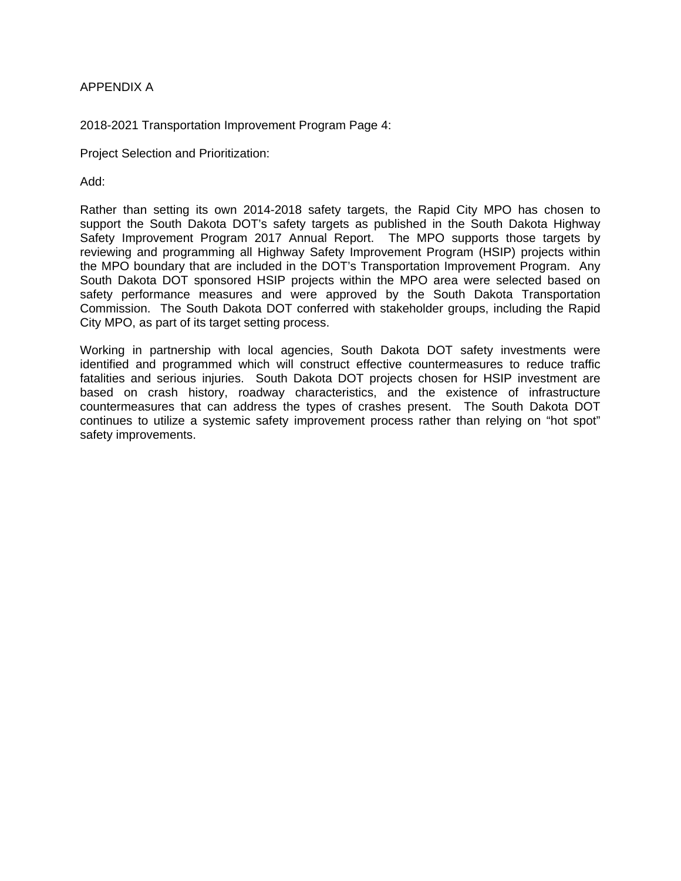APPENDIX A

2018-2021 Transportation Improvement Program Page 4:

Project Selection and Prioritization:

Add:

Rather than setting its own 2014-2018 safety targets, the Rapid City MPO has chosen to support the South Dakota DOT's safety targets as published in the South Dakota Highway Safety Improvement Program 2017 Annual Report. The MPO supports those targets by reviewing and programming all Highway Safety Improvement Program (HSIP) projects within the MPO boundary that are included in the DOT's Transportation Improvement Program. Any South Dakota DOT sponsored HSIP projects within the MPO area were selected based on safety performance measures and were approved by the South Dakota Transportation Commission. The South Dakota DOT conferred with stakeholder groups, including the Rapid City MPO, as part of its target setting process.

Working in partnership with local agencies, South Dakota DOT safety investments were identified and programmed which will construct effective countermeasures to reduce traffic fatalities and serious injuries. South Dakota DOT projects chosen for HSIP investment are based on crash history, roadway characteristics, and the existence of infrastructure countermeasures that can address the types of crashes present. The South Dakota DOT continues to utilize a systemic safety improvement process rather than relying on "hot spot" safety improvements.